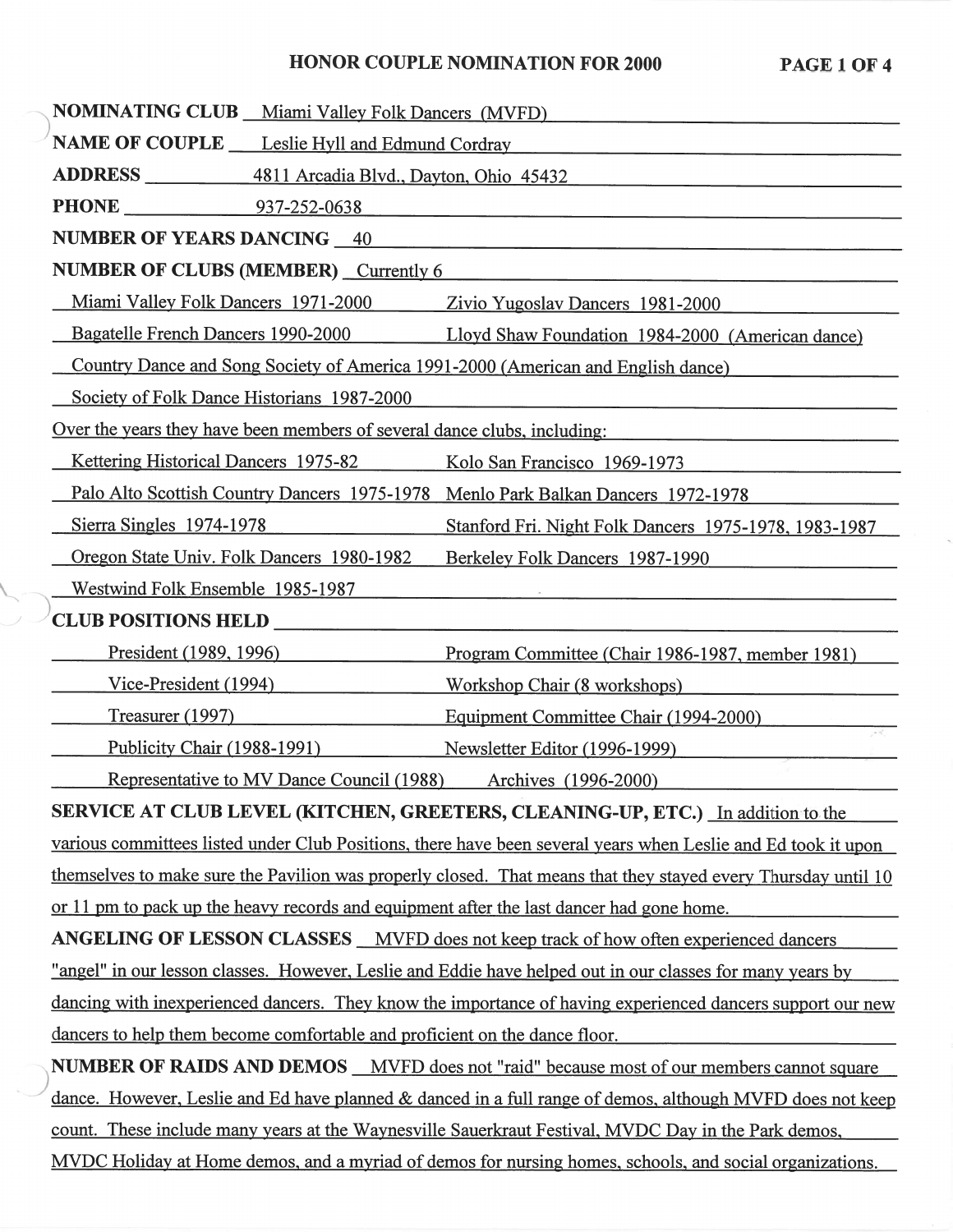# HONOR COUPLE NOMINATION FOR 2000

**NOMINATING CLUB** Miami Valley Folk Dancers (MVFD)

**NAME OF COUPLE** Leslie Hyll and Edmund Cordray

**ADDRESS** 4811 Arcadia Blvd., Dayton, Ohio 45432

**PHONE** 937-252-0638

**NUMBER OF YEARS DANCING** 40

**NUMBER OF CLUBS (MEMBER)** Currently 6

- Miami Valley Folk Dancers 1971-2000
- Zivio Yugoslav Dancers 1981-2000
- Bagatelle French Dancers 1990-2000
- Lloyd Shaw Foundation 1984-2000 (American dance)
- Country Dance and Song Society of America 1991-2000 (American and English dance)
- Society of Folk Dance Historians 1987-2000

Over the years they have been members of several dance clubs, including:

- Kettering Historical Dancers 1975-82
- Kolo San Francisco 1969-1973
- Palo Alto Scottish Country Dancers 1975-1978
- Menlo Park Balkan Dancers 1972-1978
- Sierra Singles 1974-1978
- Stanford Fri. Night Folk Dancers 1975-1978, 1983-1987
- Oregon State Univ. Folk Dancers 1980-1982
- Berkeley Folk Dancers 1987-1990
- Westwind Folk Ensemble 1985-1987

**CLUB POSITIONS HELD**

- President (1989, 1996)
- Program Committee (Chair 1986-1987, member 1981)
- Vice-President (1994)
- Workshop Chair (8 workshops)
- Treasurer (1997)
- Equipment Committee Chair (1994-2000)
- Publicity Chair (1988-1991)
- Newsletter Editor (1996-1999)
- Representative to MV Dance Council (1988)
- Archives (1996-2000)

**SERVICE AT CLUB LEVEL (KITCHEN, GREETERS, CLEANING-UP, ETC.)** In addition to the various committees listed under Club Positions, there have been several years when Leslie and Ed took it upon themselves to make sure the Pavilion was properly closed. That means that they stayed every Thursday until 10 or 11 pm to pack up the heavy records and equipment after the last dancer had gone home.

**ANGELING OF LESSON CLASSES** MVFD does not keep track of how often experienced dancers "angel" in our lesson classes. However, Leslie and Eddie have helped out in our classes for many years by dancing with inexperienced dancers. They know the importance of having experienced dancers support our new dancers to help them become comfortable and proficient on the dance floor.

**NUMBER OF RAIDS AND DEMOS** MVFD does not "raid" because most of our members cannot square dance. However, Leslie and Ed have planned & danced in a full range of demos, although MVFD does not keep count. These include many years at the Waynesville Sauerkraut Festival, MVDC Day in the Park demos, MVDC Holiday at Home demos, and a myriad of demos for nursing homes, schools, and social organizations.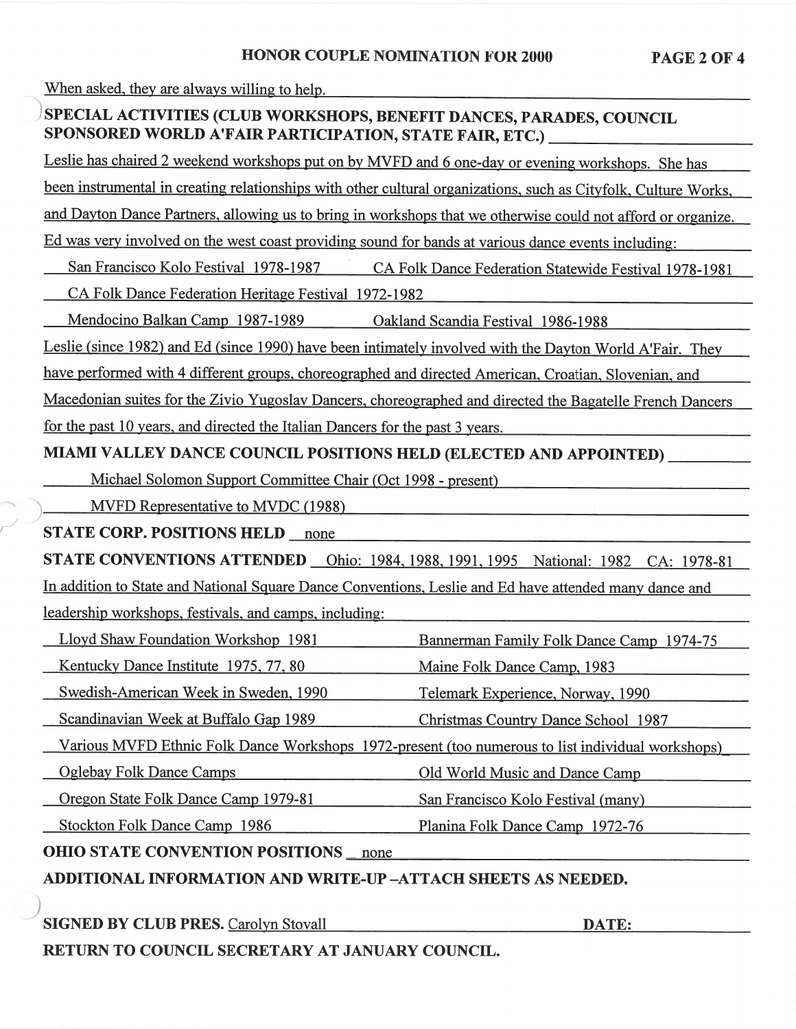When asked, they are always willing to help.

**SPECIAL ACTIVITIES (CLUB WORKSHOPS, BENEFIT DANCES, PARADES, COUNCIL SPONSORED WORLD A'FAIR PARTICIPATION, STATE FAIR, ETC.)**

Leslie has chaired 2 weekend workshops put on by MVFD and 6 one-day or evening workshops. She has been instrumental in creating relationships with other cultural organizations, such as Cityfolk, Culture Works, and Dayton Dance Partners, allowing us to bring in workshops that we otherwise could not afford or organize.

Ed was very involved on the west coast providing sound for bands at various dance events including:

| | |
|---|---|
| San Francisco Kolo Festival 1978-1987 | CA Folk Dance Federation Statewide Festival 1978-1981 |
| CA Folk Dance Federation Heritage Festival 1972-1982 | |
| Mendocino Balkan Camp 1987-1989 | Oakland Scandia Festival 1986-1988 |

Leslie (since 1982) and Ed (since 1990) have been intimately involved with the Dayton World A'Fair. They have performed with 4 different groups, choreographed and directed American, Croatian, Slovenian, and Macedonian suites for the Zivio Yugoslav Dancers, choreographed and directed the Bagatelle French Dancers for the past 10 years, and directed the Italian Dancers for the past 3 years.

**MIAMI VALLEY DANCE COUNCIL POSITIONS HELD (ELECTED AND APPOINTED)**

Michael Solomon Support Committee Chair (Oct 1998 - present)

MVFD Representative to MVDC (1988)

**STATE CORP. POSITIONS HELD** none

**STATE CONVENTIONS ATTENDED** Ohio: 1984, 1988, 1991, 1995 National: 1982 CA: 1978-81

In addition to State and National Square Dance Conventions, Leslie and Ed have attended many dance and leadership workshops, festivals, and camps, including:

| | |
|---|---|
| Lloyd Shaw Foundation Workshop 1981 | Bannerman Family Folk Dance Camp 1974-75 |
| Kentucky Dance Institute 1975, 77, 80 | Maine Folk Dance Camp, 1983 |
| Swedish-American Week in Sweden, 1990 | Telemark Experience, Norway, 1990 |
| Scandinavian Week at Buffalo Gap 1989 | Christmas Country Dance School 1987 |
| Various MVFD Ethnic Folk Dance Workshops 1972-present (too numerous to list individual workshops) | |
| Oglebay Folk Dance Camps | Old World Music and Dance Camp |
| Oregon State Folk Dance Camp 1979-81 | San Francisco Kolo Festival (many) |
| Stockton Folk Dance Camp 1986 | Planina Folk Dance Camp 1972-76 |

**OHIO STATE CONVENTION POSITIONS** none

**ADDITIONAL INFORMATION AND WRITE-UP –ATTACH SHEETS AS NEEDED.**

**SIGNED BY CLUB PRES.** Carolyn Stovall **DATE:**

**RETURN TO COUNCIL SECRETARY AT JANUARY COUNCIL.**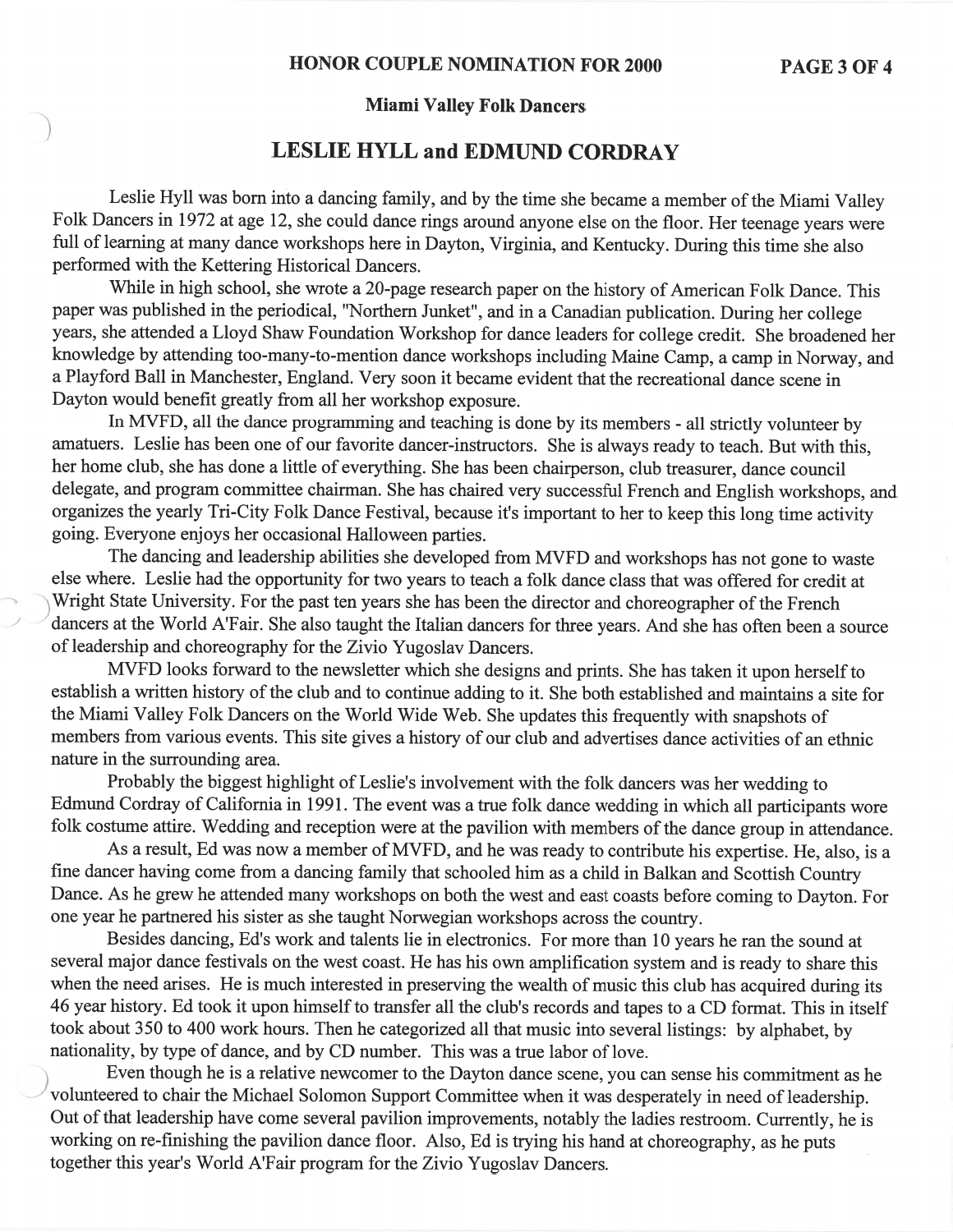# HONOR COUPLE NOMINATION FOR 2000

### Miami Valley Folk Dancers

## LESLIE HYLL and EDMUND CORDRAY

Leslie Hyll was born into a dancing family, and by the time she became a member of the Miami Valley Folk Dancers in 1972 at age 12, she could dance rings around anyone else on the floor. Her teenage years were full of learning at many dance workshops here in Dayton, Virginia, and Kentucky. During this time she also performed with the Kettering Historical Dancers.

While in high school, she wrote a 20-page research paper on the history of American Folk Dance. This paper was published in the periodical, "Northern Junket", and in a Canadian publication. During her college years, she attended a Lloyd Shaw Foundation Workshop for dance leaders for college credit. She broadened her knowledge by attending too-many-to-mention dance workshops including Maine Camp, a camp in Norway, and a Playford Ball in Manchester, England. Very soon it became evident that the recreational dance scene in Dayton would benefit greatly from all her workshop exposure.

In MVFD, all the dance programming and teaching is done by its members - all strictly volunteer by amatuers. Leslie has been one of our favorite dancer-instructors. She is always ready to teach. But with this, her home club, she has done a little of everything. She has been chairperson, club treasurer, dance council delegate, and program committee chairman. She has chaired very successful French and English workshops, and organizes the yearly Tri-City Folk Dance Festival, because it's important to her to keep this long time activity going. Everyone enjoys her occasional Halloween parties.

The dancing and leadership abilities she developed from MVFD and workshops has not gone to waste else where. Leslie had the opportunity for two years to teach a folk dance class that was offered for credit at Wright State University. For the past ten years she has been the director and choreographer of the French dancers at the World A'Fair. She also taught the Italian dancers for three years. And she has often been a source of leadership and choreography for the Zivio Yugoslav Dancers.

MVFD looks forward to the newsletter which she designs and prints. She has taken it upon herself to establish a written history of the club and to continue adding to it. She both established and maintains a site for the Miami Valley Folk Dancers on the World Wide Web. She updates this frequently with snapshots of members from various events. This site gives a history of our club and advertises dance activities of an ethnic nature in the surrounding area.

Probably the biggest highlight of Leslie's involvement with the folk dancers was her wedding to Edmund Cordray of California in 1991. The event was a true folk dance wedding in which all participants wore folk costume attire. Wedding and reception were at the pavilion with members of the dance group in attendance.

As a result, Ed was now a member of MVFD, and he was ready to contribute his expertise. He, also, is a fine dancer having come from a dancing family that schooled him as a child in Balkan and Scottish Country Dance. As he grew he attended many workshops on both the west and east coasts before coming to Dayton. For one year he partnered his sister as she taught Norwegian workshops across the country.

Besides dancing, Ed's work and talents lie in electronics. For more than 10 years he ran the sound at several major dance festivals on the west coast. He has his own amplification system and is ready to share this when the need arises. He is much interested in preserving the wealth of music this club has acquired during its 46 year history. Ed took it upon himself to transfer all the club's records and tapes to a CD format. This in itself took about 350 to 400 work hours. Then he categorized all that music into several listings: by alphabet, by nationality, by type of dance, and by CD number. This was a true labor of love.

Even though he is a relative newcomer to the Dayton dance scene, you can sense his commitment as he volunteered to chair the Michael Solomon Support Committee when it was desperately in need of leadership. Out of that leadership have come several pavilion improvements, notably the ladies restroom. Currently, he is working on re-finishing the pavilion dance floor. Also, Ed is trying his hand at choreography, as he puts together this year's World A'Fair program for the Zivio Yugoslav Dancers.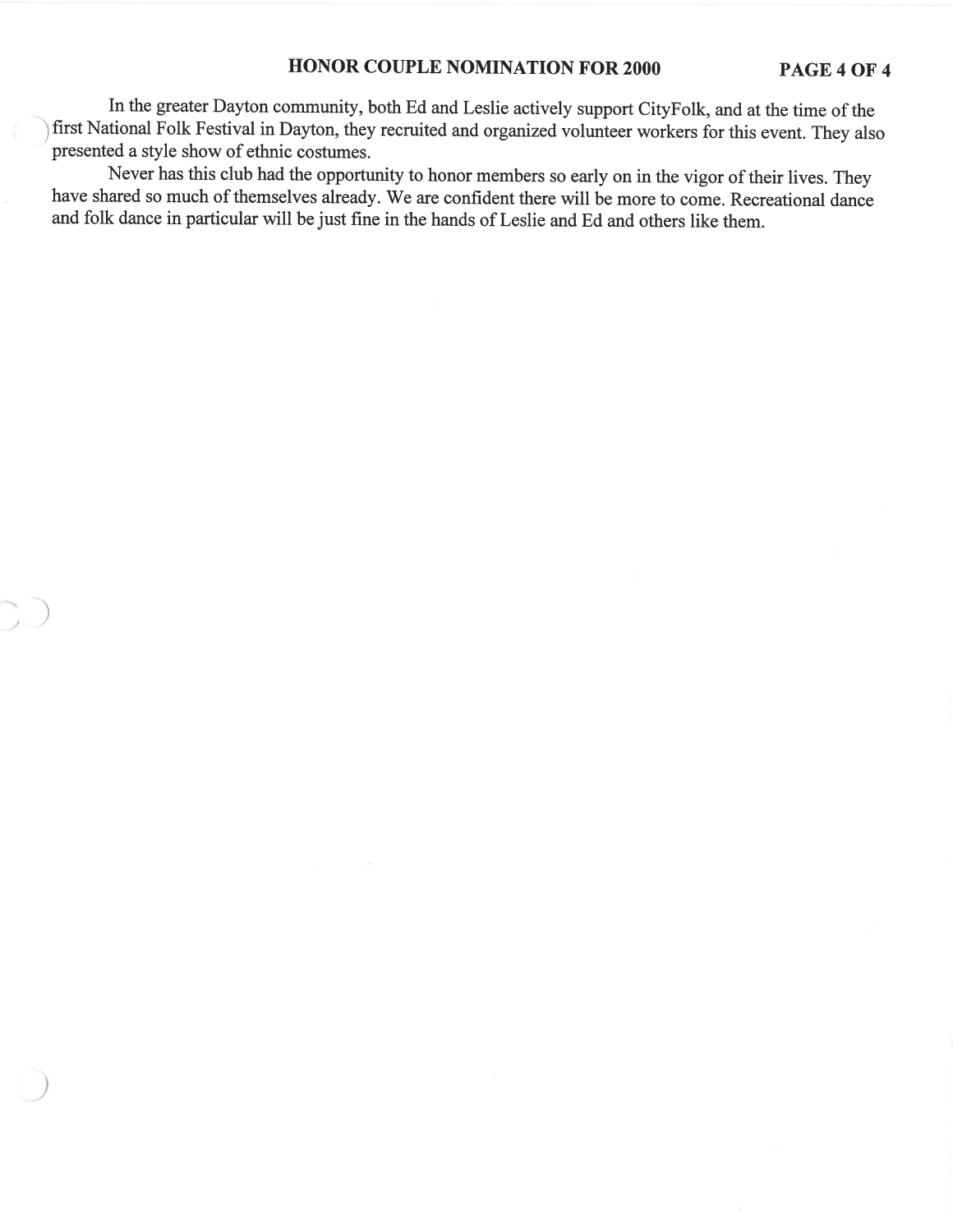In the greater Dayton community, both Ed and Leslie actively support CityFolk, and at the time of the first National Folk Festival in Dayton, they recruited and organized volunteer workers for this event. They also presented a style show of ethnic costumes.

Never has this club had the opportunity to honor members so early on in the vigor of their lives. They have shared so much of themselves already. We are confident there will be more to come. Recreational dance and folk dance in particular will be just fine in the hands of Leslie and Ed and others like them.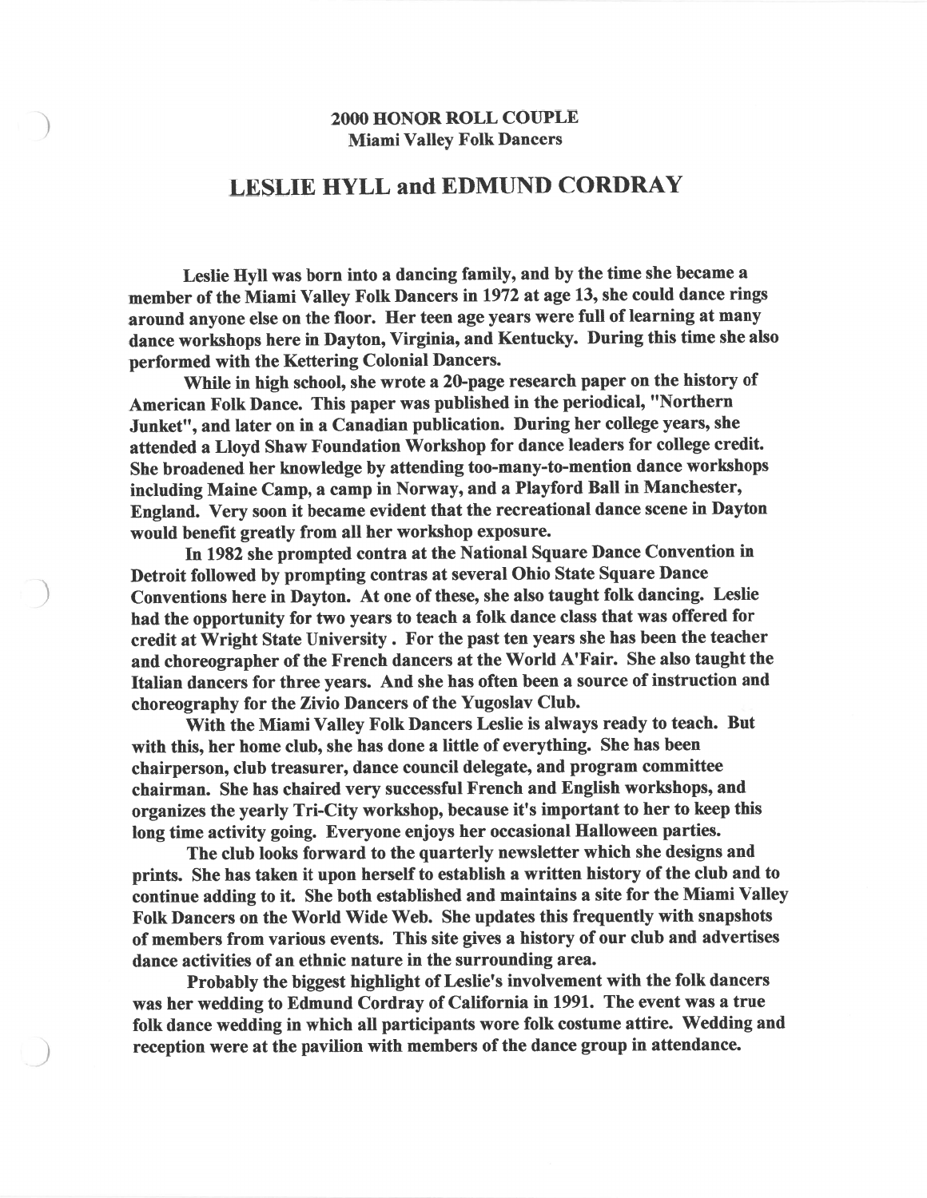**2000 HONOR ROLL COUPLE**
**Miami Valley Folk Dancers**

# LESLIE HYLL and EDMUND CORDRAY

Leslie Hyll was born into a dancing family, and by the time she became a member of the Miami Valley Folk Dancers in 1972 at age 13, she could dance rings around anyone else on the floor. Her teen age years were full of learning at many dance workshops here in Dayton, Virginia, and Kentucky. During this time she also performed with the Kettering Colonial Dancers.

While in high school, she wrote a 20-page research paper on the history of American Folk Dance. This paper was published in the periodical, "Northern Junket", and later on in a Canadian publication. During her college years, she attended a Lloyd Shaw Foundation Workshop for dance leaders for college credit. She broadened her knowledge by attending too-many-to-mention dance workshops including Maine Camp, a camp in Norway, and a Playford Ball in Manchester, England. Very soon it became evident that the recreational dance scene in Dayton would benefit greatly from all her workshop exposure.

In 1982 she prompted contra at the National Square Dance Convention in Detroit followed by prompting contras at several Ohio State Square Dance Conventions here in Dayton. At one of these, she also taught folk dancing. Leslie had the opportunity for two years to teach a folk dance class that was offered for credit at Wright State University . For the past ten years she has been the teacher and choreographer of the French dancers at the World A'Fair. She also taught the Italian dancers for three years. And she has often been a source of instruction and choreography for the Zivio Dancers of the Yugoslav Club.

With the Miami Valley Folk Dancers Leslie is always ready to teach. But with this, her home club, she has done a little of everything. She has been chairperson, club treasurer, dance council delegate, and program committee chairman. She has chaired very successful French and English workshops, and organizes the yearly Tri-City workshop, because it's important to her to keep this long time activity going. Everyone enjoys her occasional Halloween parties.

The club looks forward to the quarterly newsletter which she designs and prints. She has taken it upon herself to establish a written history of the club and to continue adding to it. She both established and maintains a site for the Miami Valley Folk Dancers on the World Wide Web. She updates this frequently with snapshots of members from various events. This site gives a history of our club and advertises dance activities of an ethnic nature in the surrounding area.

Probably the biggest highlight of Leslie's involvement with the folk dancers was her wedding to Edmund Cordray of California in 1991. The event was a true folk dance wedding in which all participants wore folk costume attire. Wedding and reception were at the pavilion with members of the dance group in attendance.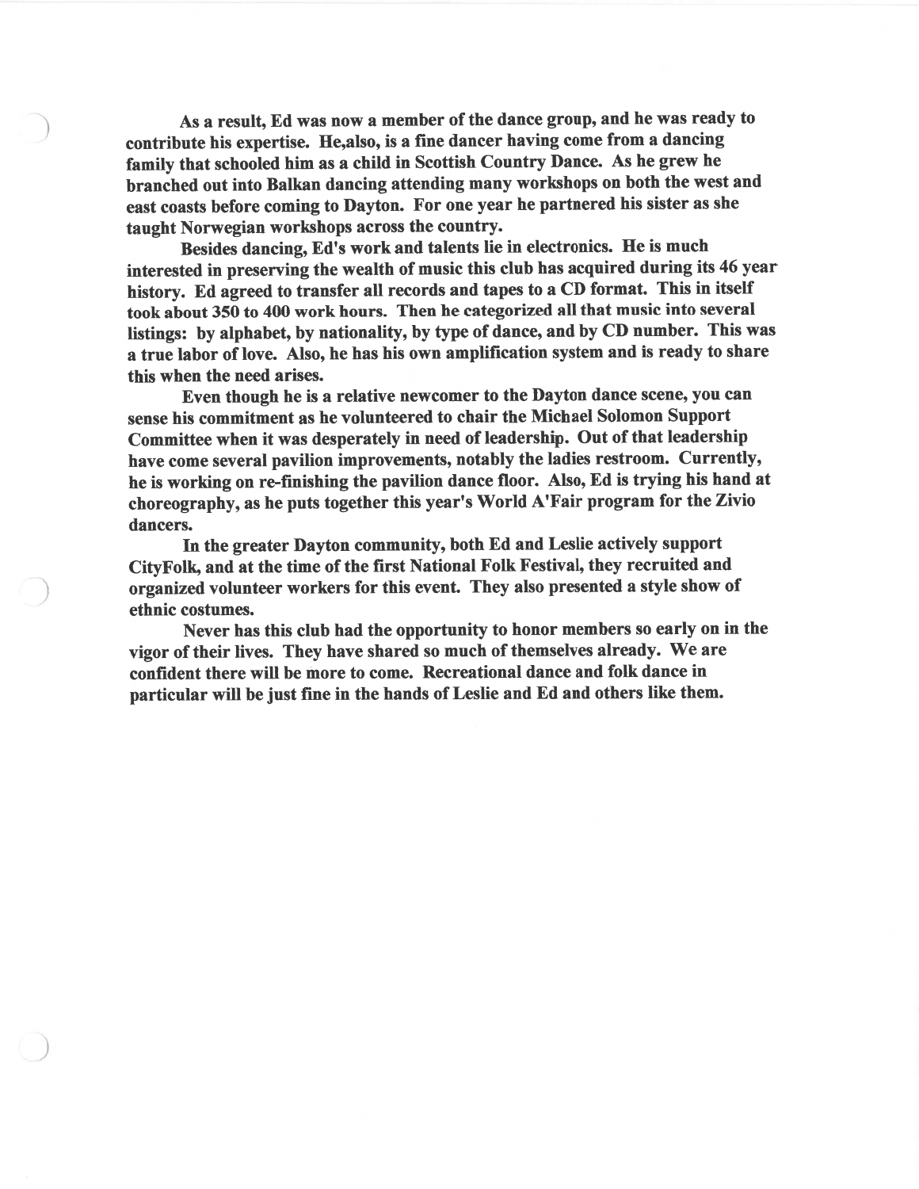As a result, Ed was now a member of the dance group, and he was ready to contribute his expertise. He,also, is a fine dancer having come from a dancing family that schooled him as a child in Scottish Country Dance. As he grew he branched out into Balkan dancing attending many workshops on both the west and east coasts before coming to Dayton. For one year he partnered his sister as she taught Norwegian workshops across the country.

Besides dancing, Ed's work and talents lie in electronics. He is much interested in preserving the wealth of music this club has acquired during its 46 year history. Ed agreed to transfer all records and tapes to a CD format. This in itself took about 350 to 400 work hours. Then he categorized all that music into several listings: by alphabet, by nationality, by type of dance, and by CD number. This was a true labor of love. Also, he has his own amplification system and is ready to share this when the need arises.

Even though he is a relative newcomer to the Dayton dance scene, you can sense his commitment as he volunteered to chair the Michael Solomon Support Committee when it was desperately in need of leadership. Out of that leadership have come several pavilion improvements, notably the ladies restroom. Currently, he is working on re-finishing the pavilion dance floor. Also, Ed is trying his hand at choreography, as he puts together this year's World A'Fair program for the Zivio dancers.

In the greater Dayton community, both Ed and Leslie actively support CityFolk, and at the time of the first National Folk Festival, they recruited and organized volunteer workers for this event. They also presented a style show of ethnic costumes.

Never has this club had the opportunity to honor members so early on in the vigor of their lives. They have shared so much of themselves already. We are confident there will be more to come. Recreational dance and folk dance in particular will be just fine in the hands of Leslie and Ed and others like them.